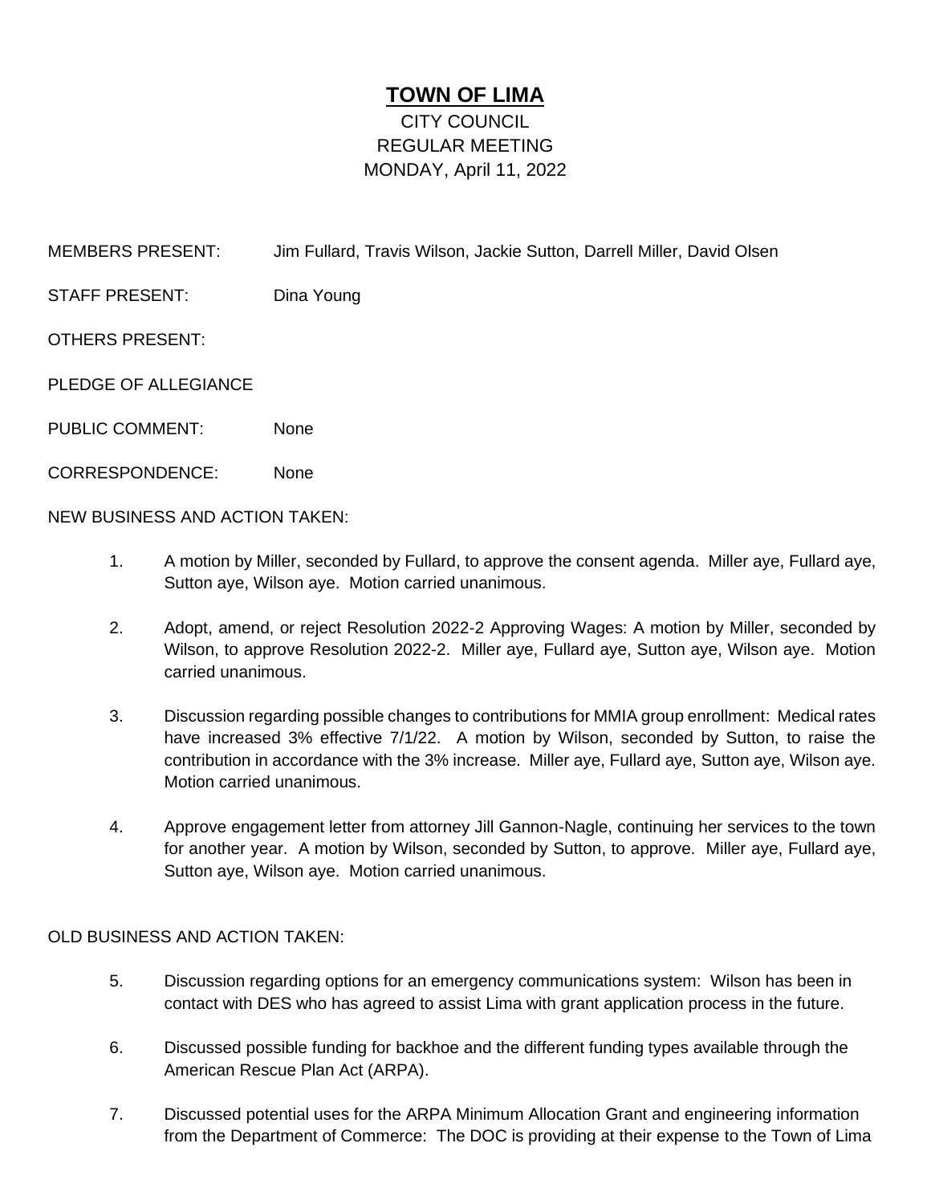# TOWN OF LIMA

CITY COUNCIL
REGULAR MEETING
MONDAY, April 11, 2022

MEMBERS PRESENT: Jim Fullard, Travis Wilson, Jackie Sutton, Darrell Miller, David Olsen

STAFF PRESENT: Dina Young

OTHERS PRESENT:

PLEDGE OF ALLEGIANCE

PUBLIC COMMENT: None

CORRESPONDENCE: None

NEW BUSINESS AND ACTION TAKEN:

1. A motion by Miller, seconded by Fullard, to approve the consent agenda. Miller aye, Fullard aye, Sutton aye, Wilson aye. Motion carried unanimous.

2. Adopt, amend, or reject Resolution 2022-2 Approving Wages: A motion by Miller, seconded by Wilson, to approve Resolution 2022-2. Miller aye, Fullard aye, Sutton aye, Wilson aye. Motion carried unanimous.

3. Discussion regarding possible changes to contributions for MMIA group enrollment: Medical rates have increased 3% effective 7/1/22. A motion by Wilson, seconded by Sutton, to raise the contribution in accordance with the 3% increase. Miller aye, Fullard aye, Sutton aye, Wilson aye. Motion carried unanimous.

4. Approve engagement letter from attorney Jill Gannon-Nagle, continuing her services to the town for another year. A motion by Wilson, seconded by Sutton, to approve. Miller aye, Fullard aye, Sutton aye, Wilson aye. Motion carried unanimous.

OLD BUSINESS AND ACTION TAKEN:

5. Discussion regarding options for an emergency communications system: Wilson has been in contact with DES who has agreed to assist Lima with grant application process in the future.

6. Discussed possible funding for backhoe and the different funding types available through the American Rescue Plan Act (ARPA).

7. Discussed potential uses for the ARPA Minimum Allocation Grant and engineering information from the Department of Commerce: The DOC is providing at their expense to the Town of Lima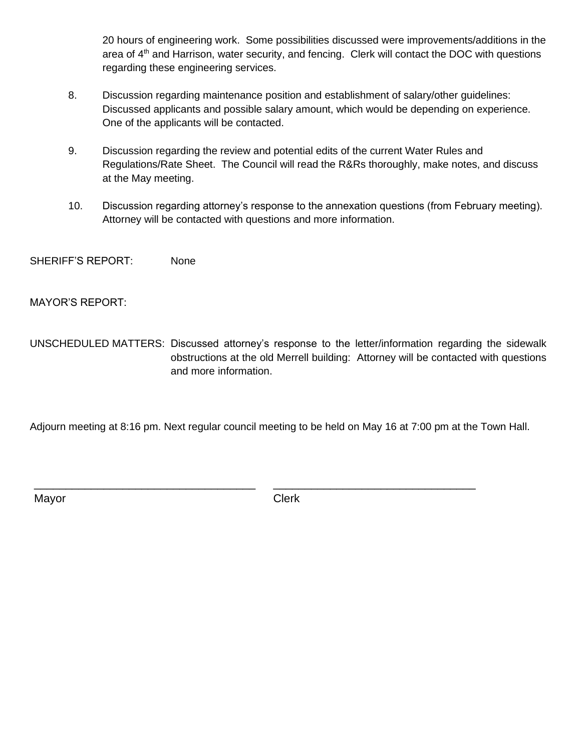20 hours of engineering work. Some possibilities discussed were improvements/additions in the area of 4th and Harrison, water security, and fencing. Clerk will contact the DOC with questions regarding these engineering services.

8. Discussion regarding maintenance position and establishment of salary/other guidelines: Discussed applicants and possible salary amount, which would be depending on experience. One of the applicants will be contacted.

9. Discussion regarding the review and potential edits of the current Water Rules and Regulations/Rate Sheet. The Council will read the R&Rs thoroughly, make notes, and discuss at the May meeting.

10. Discussion regarding attorney's response to the annexation questions (from February meeting). Attorney will be contacted with questions and more information.

SHERIFF'S REPORT: None

MAYOR'S REPORT:

UNSCHEDULED MATTERS: Discussed attorney's response to the letter/information regarding the sidewalk obstructions at the old Merrell building: Attorney will be contacted with questions and more information.

Adjourn meeting at 8:16 pm. Next regular council meeting to be held on May 16 at 7:00 pm at the Town Hall.

\_\_\_\_\_\_\_\_\_\_\_\_\_\_\_\_\_\_\_\_\_\_\_\_\_\_\_\_\_\_\_\_\_\_\_\_
Mayor

\_\_\_\_\_\_\_\_\_\_\_\_\_\_\_\_\_\_\_\_\_\_\_\_\_\_\_\_\_\_\_\_\_\_\_\_
Clerk